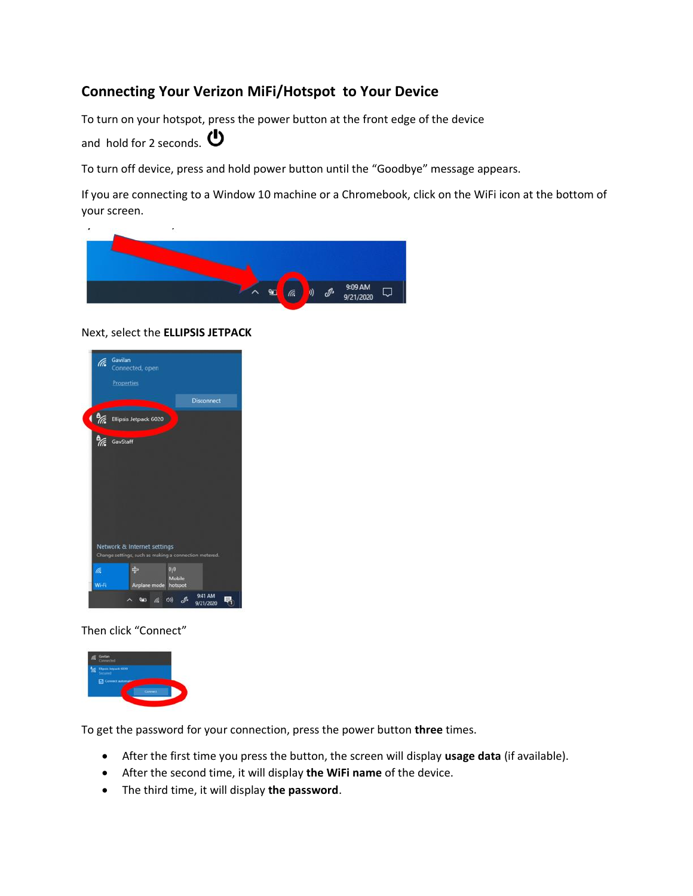## Connecting Your Verizon MiFi/Hotspot to Your Device

To turn on your hotspot, press the power button at the front edge of the device and hold for 2 seconds.

To turn off device, press and hold power button until the "Goodbye" message appears.

If you are connecting to a Window 10 machine or a Chromebook, click on the WiFi icon at the bottom of your screen.

Next, select the **ELLIPSIS JETPACK**

Then click "Connect"

To get the password for your connection, press the power button **three** times.

- After the first time you press the button, the screen will display **usage data** (if available).
- After the second time, it will display **the WiFi name** of the device.
- The third time, it will display **the password**.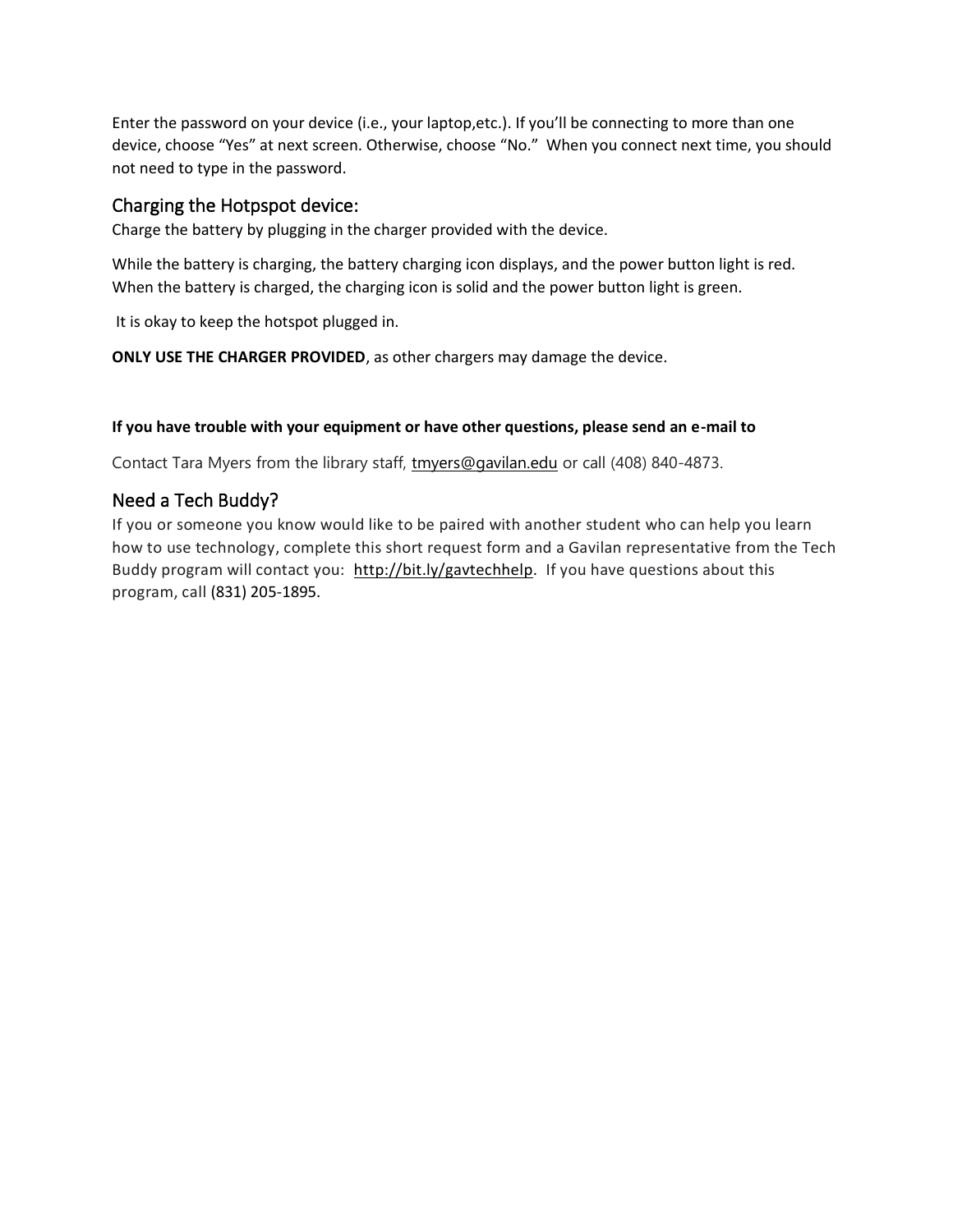Enter the password on your device (i.e., your laptop,etc.). If you'll be connecting to more than one device, choose "Yes" at next screen. Otherwise, choose "No." When you connect next time, you should not need to type in the password.

## Charging the Hotpspot device:

Charge the battery by plugging in the charger provided with the device.

While the battery is charging, the battery charging icon displays, and the power button light is red. When the battery is charged, the charging icon is solid and the power button light is green.

It is okay to keep the hotspot plugged in.

**ONLY USE THE CHARGER PROVIDED**, as other chargers may damage the device.

**If you have trouble with your equipment or have other questions, please send an e-mail to**

Contact Tara Myers from the library staff, tmyers@gavilan.edu or call (408) 840-4873.

## Need a Tech Buddy?

If you or someone you know would like to be paired with another student who can help you learn how to use technology, complete this short request form and a Gavilan representative from the Tech Buddy program will contact you: http://bit.ly/gavtechhelp. If you have questions about this program, call (831) 205-1895.